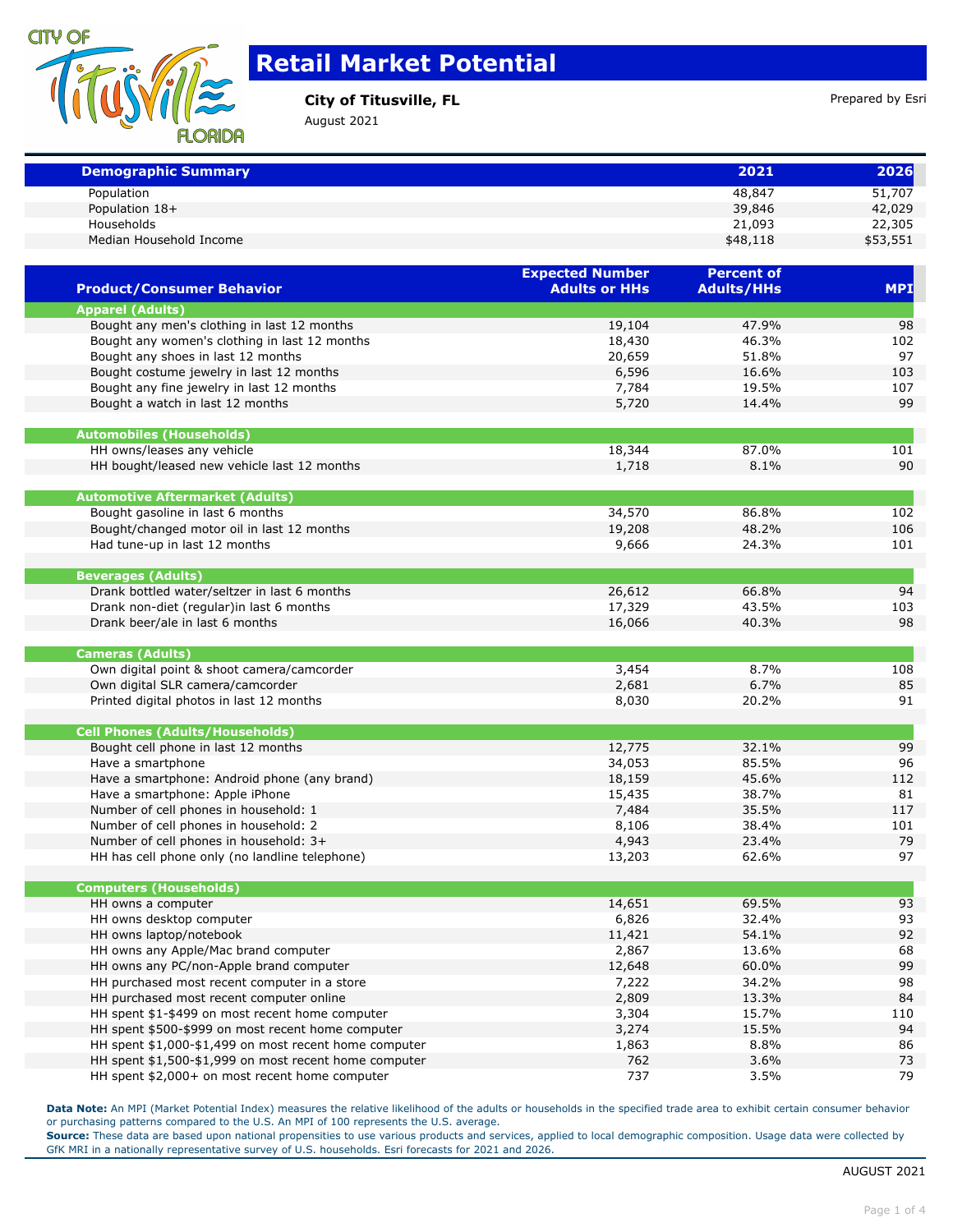# Retail Market Potential

**City of Titusville, FL**

August 2021

Prepared by Esri

| Demographic Summary | 2021 | 2026 |
|---|---|---|
| Population | 48,847 | 51,707 |
| Population 18+ | 39,846 | 42,029 |
| Households | 21,093 | 22,305 |
| Median Household Income | $48,118 | $53,551 |

| Product/Consumer Behavior | Expected Number Adults or HHs | Percent of Adults/HHs | MPI |
|---|---|---|---|
| **Apparel (Adults)** | | | |
| Bought any men's clothing in last 12 months | 19,104 | 47.9% | 98 |
| Bought any women's clothing in last 12 months | 18,430 | 46.3% | 102 |
| Bought any shoes in last 12 months | 20,659 | 51.8% | 97 |
| Bought costume jewelry in last 12 months | 6,596 | 16.6% | 103 |
| Bought any fine jewelry in last 12 months | 7,784 | 19.5% | 107 |
| Bought a watch in last 12 months | 5,720 | 14.4% | 99 |
| **Automobiles (Households)** | | | |
| HH owns/leases any vehicle | 18,344 | 87.0% | 101 |
| HH bought/leased new vehicle last 12 months | 1,718 | 8.1% | 90 |
| **Automotive Aftermarket (Adults)** | | | |
| Bought gasoline in last 6 months | 34,570 | 86.8% | 102 |
| Bought/changed motor oil in last 12 months | 19,208 | 48.2% | 106 |
| Had tune-up in last 12 months | 9,666 | 24.3% | 101 |
| **Beverages (Adults)** | | | |
| Drank bottled water/seltzer in last 6 months | 26,612 | 66.8% | 94 |
| Drank non-diet (regular)in last 6 months | 17,329 | 43.5% | 103 |
| Drank beer/ale in last 6 months | 16,066 | 40.3% | 98 |
| **Cameras (Adults)** | | | |
| Own digital point & shoot camera/camcorder | 3,454 | 8.7% | 108 |
| Own digital SLR camera/camcorder | 2,681 | 6.7% | 85 |
| Printed digital photos in last 12 months | 8,030 | 20.2% | 91 |
| **Cell Phones (Adults/Households)** | | | |
| Bought cell phone in last 12 months | 12,775 | 32.1% | 99 |
| Have a smartphone | 34,053 | 85.5% | 96 |
| Have a smartphone: Android phone (any brand) | 18,159 | 45.6% | 112 |
| Have a smartphone: Apple iPhone | 15,435 | 38.7% | 81 |
| Number of cell phones in household: 1 | 7,484 | 35.5% | 117 |
| Number of cell phones in household: 2 | 8,106 | 38.4% | 101 |
| Number of cell phones in household: 3+ | 4,943 | 23.4% | 79 |
| HH has cell phone only (no landline telephone) | 13,203 | 62.6% | 97 |
| **Computers (Households)** | | | |
| HH owns a computer | 14,651 | 69.5% | 93 |
| HH owns desktop computer | 6,826 | 32.4% | 93 |
| HH owns laptop/notebook | 11,421 | 54.1% | 92 |
| HH owns any Apple/Mac brand computer | 2,867 | 13.6% | 68 |
| HH owns any PC/non-Apple brand computer | 12,648 | 60.0% | 99 |
| HH purchased most recent computer in a store | 7,222 | 34.2% | 98 |
| HH purchased most recent computer online | 2,809 | 13.3% | 84 |
| HH spent $1-$499 on most recent home computer | 3,304 | 15.7% | 110 |
| HH spent $500-$999 on most recent home computer | 3,274 | 15.5% | 94 |
| HH spent $1,000-$1,499 on most recent home computer | 1,863 | 8.8% | 86 |
| HH spent $1,500-$1,999 on most recent home computer | 762 | 3.6% | 73 |
| HH spent $2,000+ on most recent home computer | 737 | 3.5% | 79 |

**Data Note:** An MPI (Market Potential Index) measures the relative likelihood of the adults or households in the specified trade area to exhibit certain consumer behavior or purchasing patterns compared to the U.S. An MPI of 100 represents the U.S. average.
**Source:** These data are based upon national propensities to use various products and services, applied to local demographic composition. Usage data were collected by GfK MRI in a nationally representative survey of U.S. households. Esri forecasts for 2021 and 2026.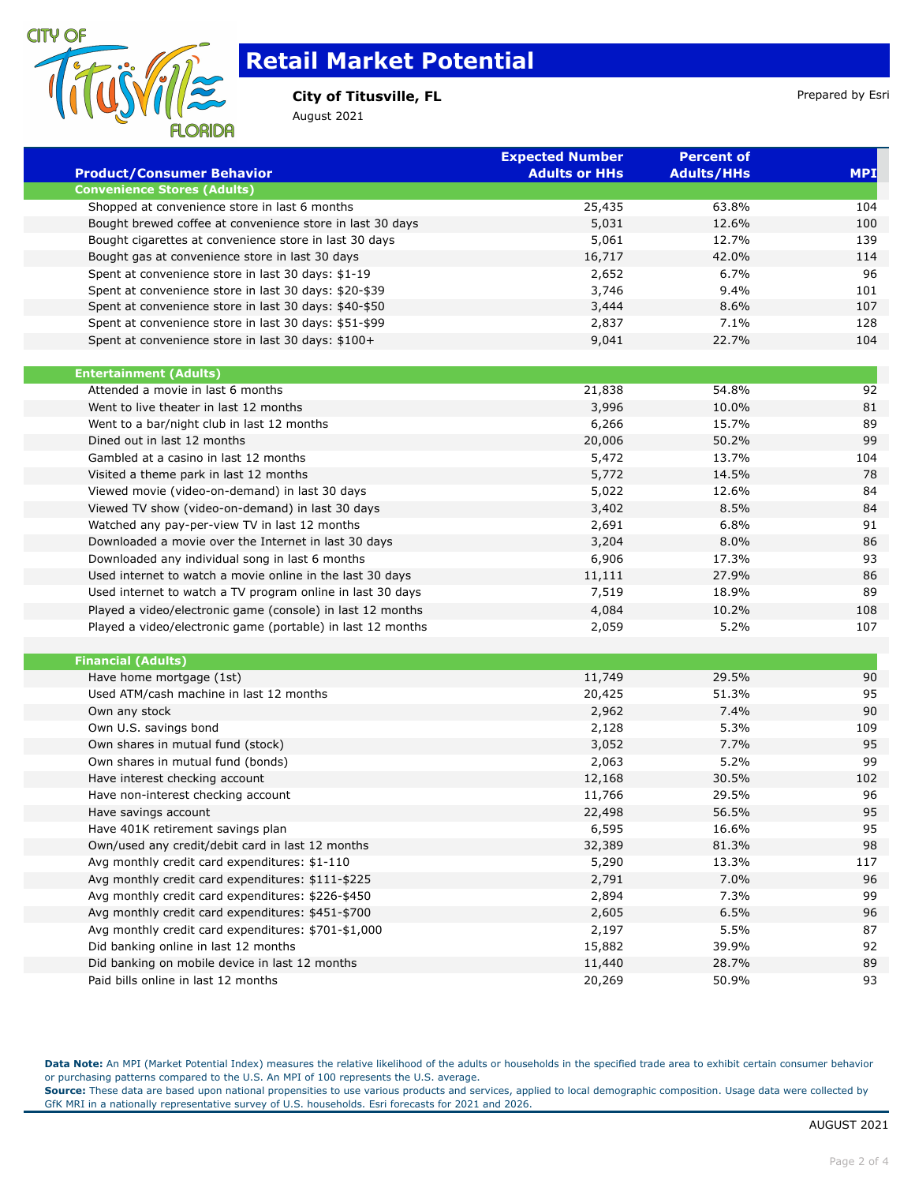# Retail Market Potential

**City of Titusville, FL**
August 2021

Prepared by Esri

| Product/Consumer Behavior | Expected Number Adults or HHs | Percent of Adults/HHs | MPI |
|---|---|---|---|
| **Convenience Stores (Adults)** | | | |
| Shopped at convenience store in last 6 months | 25,435 | 63.8% | 104 |
| Bought brewed coffee at convenience store in last 30 days | 5,031 | 12.6% | 100 |
| Bought cigarettes at convenience store in last 30 days | 5,061 | 12.7% | 139 |
| Bought gas at convenience store in last 30 days | 16,717 | 42.0% | 114 |
| Spent at convenience store in last 30 days: $1-19 | 2,652 | 6.7% | 96 |
| Spent at convenience store in last 30 days: $20-$39 | 3,746 | 9.4% | 101 |
| Spent at convenience store in last 30 days: $40-$50 | 3,444 | 8.6% | 107 |
| Spent at convenience store in last 30 days: $51-$99 | 2,837 | 7.1% | 128 |
| Spent at convenience store in last 30 days: $100+ | 9,041 | 22.7% | 104 |
| **Entertainment (Adults)** | | | |
| Attended a movie in last 6 months | 21,838 | 54.8% | 92 |
| Went to live theater in last 12 months | 3,996 | 10.0% | 81 |
| Went to a bar/night club in last 12 months | 6,266 | 15.7% | 89 |
| Dined out in last 12 months | 20,006 | 50.2% | 99 |
| Gambled at a casino in last 12 months | 5,472 | 13.7% | 104 |
| Visited a theme park in last 12 months | 5,772 | 14.5% | 78 |
| Viewed movie (video-on-demand) in last 30 days | 5,022 | 12.6% | 84 |
| Viewed TV show (video-on-demand) in last 30 days | 3,402 | 8.5% | 84 |
| Watched any pay-per-view TV in last 12 months | 2,691 | 6.8% | 91 |
| Downloaded a movie over the Internet in last 30 days | 3,204 | 8.0% | 86 |
| Downloaded any individual song in last 6 months | 6,906 | 17.3% | 93 |
| Used internet to watch a movie online in the last 30 days | 11,111 | 27.9% | 86 |
| Used internet to watch a TV program online in last 30 days | 7,519 | 18.9% | 89 |
| Played a video/electronic game (console) in last 12 months | 4,084 | 10.2% | 108 |
| Played a video/electronic game (portable) in last 12 months | 2,059 | 5.2% | 107 |
| **Financial (Adults)** | | | |
| Have home mortgage (1st) | 11,749 | 29.5% | 90 |
| Used ATM/cash machine in last 12 months | 20,425 | 51.3% | 95 |
| Own any stock | 2,962 | 7.4% | 90 |
| Own U.S. savings bond | 2,128 | 5.3% | 109 |
| Own shares in mutual fund (stock) | 3,052 | 7.7% | 95 |
| Own shares in mutual fund (bonds) | 2,063 | 5.2% | 99 |
| Have interest checking account | 12,168 | 30.5% | 102 |
| Have non-interest checking account | 11,766 | 29.5% | 96 |
| Have savings account | 22,498 | 56.5% | 95 |
| Have 401K retirement savings plan | 6,595 | 16.6% | 95 |
| Own/used any credit/debit card in last 12 months | 32,389 | 81.3% | 98 |
| Avg monthly credit card expenditures: $1-110 | 5,290 | 13.3% | 117 |
| Avg monthly credit card expenditures: $111-$225 | 2,791 | 7.0% | 96 |
| Avg monthly credit card expenditures: $226-$450 | 2,894 | 7.3% | 99 |
| Avg monthly credit card expenditures: $451-$700 | 2,605 | 6.5% | 96 |
| Avg monthly credit card expenditures: $701-$1,000 | 2,197 | 5.5% | 87 |
| Did banking online in last 12 months | 15,882 | 39.9% | 92 |
| Did banking on mobile device in last 12 months | 11,440 | 28.7% | 89 |
| Paid bills online in last 12 months | 20,269 | 50.9% | 93 |

**Data Note:** An MPI (Market Potential Index) measures the relative likelihood of the adults or households in the specified trade area to exhibit certain consumer behavior or purchasing patterns compared to the U.S. An MPI of 100 represents the U.S. average.
**Source:** These data are based upon national propensities to use various products and services, applied to local demographic composition. Usage data were collected by GfK MRI in a nationally representative survey of U.S. households. Esri forecasts for 2021 and 2026.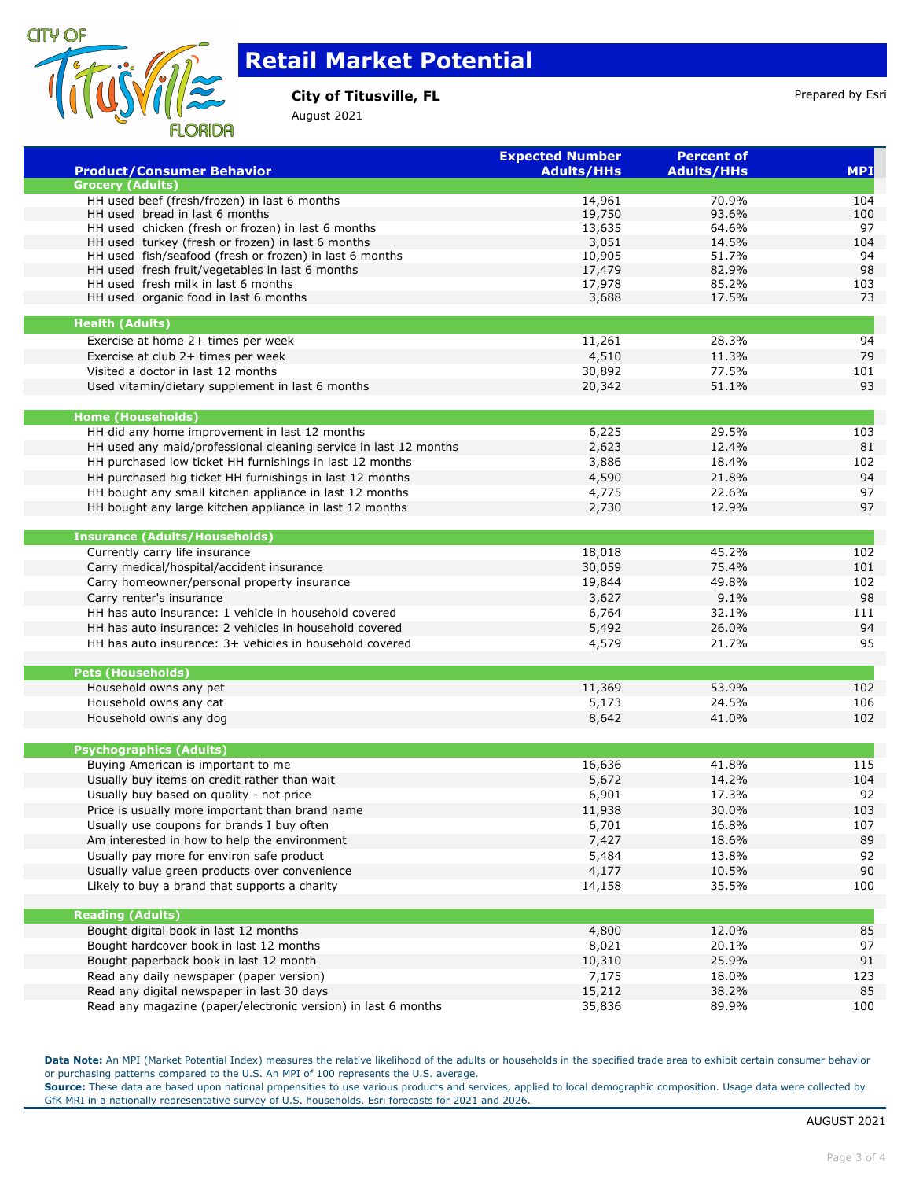# Retail Market Potential

**City of Titusville, FL**

August 2021

Prepared by Esri

| Product/Consumer Behavior | Expected Number Adults/HHs | Percent of Adults/HHs | MPI |
|---|---|---|---|
| **Grocery (Adults)** | | | |
| HH used beef (fresh/frozen) in last 6 months | 14,961 | 70.9% | 104 |
| HH used bread in last 6 months | 19,750 | 93.6% | 100 |
| HH used chicken (fresh or frozen) in last 6 months | 13,635 | 64.6% | 97 |
| HH used turkey (fresh or frozen) in last 6 months | 3,051 | 14.5% | 104 |
| HH used fish/seafood (fresh or frozen) in last 6 months | 10,905 | 51.7% | 94 |
| HH used fresh fruit/vegetables in last 6 months | 17,479 | 82.9% | 98 |
| HH used fresh milk in last 6 months | 17,978 | 85.2% | 103 |
| HH used organic food in last 6 months | 3,688 | 17.5% | 73 |
| **Health (Adults)** | | | |
| Exercise at home 2+ times per week | 11,261 | 28.3% | 94 |
| Exercise at club 2+ times per week | 4,510 | 11.3% | 79 |
| Visited a doctor in last 12 months | 30,892 | 77.5% | 101 |
| Used vitamin/dietary supplement in last 6 months | 20,342 | 51.1% | 93 |
| **Home (Households)** | | | |
| HH did any home improvement in last 12 months | 6,225 | 29.5% | 103 |
| HH used any maid/professional cleaning service in last 12 months | 2,623 | 12.4% | 81 |
| HH purchased low ticket HH furnishings in last 12 months | 3,886 | 18.4% | 102 |
| HH purchased big ticket HH furnishings in last 12 months | 4,590 | 21.8% | 94 |
| HH bought any small kitchen appliance in last 12 months | 4,775 | 22.6% | 97 |
| HH bought any large kitchen appliance in last 12 months | 2,730 | 12.9% | 97 |
| **Insurance (Adults/Households)** | | | |
| Currently carry life insurance | 18,018 | 45.2% | 102 |
| Carry medical/hospital/accident insurance | 30,059 | 75.4% | 101 |
| Carry homeowner/personal property insurance | 19,844 | 49.8% | 102 |
| Carry renter's insurance | 3,627 | 9.1% | 98 |
| HH has auto insurance: 1 vehicle in household covered | 6,764 | 32.1% | 111 |
| HH has auto insurance: 2 vehicles in household covered | 5,492 | 26.0% | 94 |
| HH has auto insurance: 3+ vehicles in household covered | 4,579 | 21.7% | 95 |
| **Pets (Households)** | | | |
| Household owns any pet | 11,369 | 53.9% | 102 |
| Household owns any cat | 5,173 | 24.5% | 106 |
| Household owns any dog | 8,642 | 41.0% | 102 |
| **Psychographics (Adults)** | | | |
| Buying American is important to me | 16,636 | 41.8% | 115 |
| Usually buy items on credit rather than wait | 5,672 | 14.2% | 104 |
| Usually buy based on quality - not price | 6,901 | 17.3% | 92 |
| Price is usually more important than brand name | 11,938 | 30.0% | 103 |
| Usually use coupons for brands I buy often | 6,701 | 16.8% | 107 |
| Am interested in how to help the environment | 7,427 | 18.6% | 89 |
| Usually pay more for environ safe product | 5,484 | 13.8% | 92 |
| Usually value green products over convenience | 4,177 | 10.5% | 90 |
| Likely to buy a brand that supports a charity | 14,158 | 35.5% | 100 |
| **Reading (Adults)** | | | |
| Bought digital book in last 12 months | 4,800 | 12.0% | 85 |
| Bought hardcover book in last 12 months | 8,021 | 20.1% | 97 |
| Bought paperback book in last 12 month | 10,310 | 25.9% | 91 |
| Read any daily newspaper (paper version) | 7,175 | 18.0% | 123 |
| Read any digital newspaper in last 30 days | 15,212 | 38.2% | 85 |
| Read any magazine (paper/electronic version) in last 6 months | 35,836 | 89.9% | 100 |

**Data Note:** An MPI (Market Potential Index) measures the relative likelihood of the adults or households in the specified trade area to exhibit certain consumer behavior or purchasing patterns compared to the U.S. An MPI of 100 represents the U.S. average.

**Source:** These data are based upon national propensities to use various products and services, applied to local demographic composition. Usage data were collected by GfK MRI in a nationally representative survey of U.S. households. Esri forecasts for 2021 and 2026.

AUGUST 2021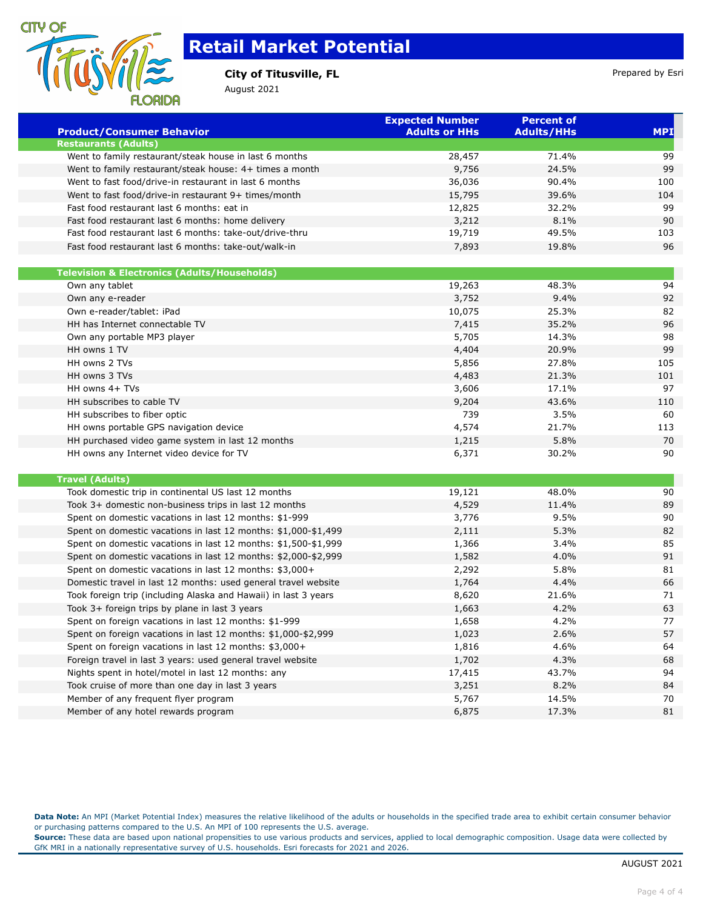# Retail Market Potential

**City of Titusville, FL**
August 2021

Prepared by Esri

| Product/Consumer Behavior | Expected Number Adults or HHs | Percent of Adults/HHs | MPI |
|---|---|---|---|
| **Restaurants (Adults)** | | | |
| Went to family restaurant/steak house in last 6 months | 28,457 | 71.4% | 99 |
| Went to family restaurant/steak house: 4+ times a month | 9,756 | 24.5% | 99 |
| Went to fast food/drive-in restaurant in last 6 months | 36,036 | 90.4% | 100 |
| Went to fast food/drive-in restaurant 9+ times/month | 15,795 | 39.6% | 104 |
| Fast food restaurant last 6 months: eat in | 12,825 | 32.2% | 99 |
| Fast food restaurant last 6 months: home delivery | 3,212 | 8.1% | 90 |
| Fast food restaurant last 6 months: take-out/drive-thru | 19,719 | 49.5% | 103 |
| Fast food restaurant last 6 months: take-out/walk-in | 7,893 | 19.8% | 96 |
| **Television & Electronics (Adults/Households)** | | | |
| Own any tablet | 19,263 | 48.3% | 94 |
| Own any e-reader | 3,752 | 9.4% | 92 |
| Own e-reader/tablet: iPad | 10,075 | 25.3% | 82 |
| HH has Internet connectable TV | 7,415 | 35.2% | 96 |
| Own any portable MP3 player | 5,705 | 14.3% | 98 |
| HH owns 1 TV | 4,404 | 20.9% | 99 |
| HH owns 2 TVs | 5,856 | 27.8% | 105 |
| HH owns 3 TVs | 4,483 | 21.3% | 101 |
| HH owns 4+ TVs | 3,606 | 17.1% | 97 |
| HH subscribes to cable TV | 9,204 | 43.6% | 110 |
| HH subscribes to fiber optic | 739 | 3.5% | 60 |
| HH owns portable GPS navigation device | 4,574 | 21.7% | 113 |
| HH purchased video game system in last 12 months | 1,215 | 5.8% | 70 |
| HH owns any Internet video device for TV | 6,371 | 30.2% | 90 |
| **Travel (Adults)** | | | |
| Took domestic trip in continental US last 12 months | 19,121 | 48.0% | 90 |
| Took 3+ domestic non-business trips in last 12 months | 4,529 | 11.4% | 89 |
| Spent on domestic vacations in last 12 months: $1-999 | 3,776 | 9.5% | 90 |
| Spent on domestic vacations in last 12 months: $1,000-$1,499 | 2,111 | 5.3% | 82 |
| Spent on domestic vacations in last 12 months: $1,500-$1,999 | 1,366 | 3.4% | 85 |
| Spent on domestic vacations in last 12 months: $2,000-$2,999 | 1,582 | 4.0% | 91 |
| Spent on domestic vacations in last 12 months: $3,000+ | 2,292 | 5.8% | 81 |
| Domestic travel in last 12 months: used general travel website | 1,764 | 4.4% | 66 |
| Took foreign trip (including Alaska and Hawaii) in last 3 years | 8,620 | 21.6% | 71 |
| Took 3+ foreign trips by plane in last 3 years | 1,663 | 4.2% | 63 |
| Spent on foreign vacations in last 12 months: $1-999 | 1,658 | 4.2% | 77 |
| Spent on foreign vacations in last 12 months: $1,000-$2,999 | 1,023 | 2.6% | 57 |
| Spent on foreign vacations in last 12 months: $3,000+ | 1,816 | 4.6% | 64 |
| Foreign travel in last 3 years: used general travel website | 1,702 | 4.3% | 68 |
| Nights spent in hotel/motel in last 12 months: any | 17,415 | 43.7% | 94 |
| Took cruise of more than one day in last 3 years | 3,251 | 8.2% | 84 |
| Member of any frequent flyer program | 5,767 | 14.5% | 70 |
| Member of any hotel rewards program | 6,875 | 17.3% | 81 |

**Data Note:** An MPI (Market Potential Index) measures the relative likelihood of the adults or households in the specified trade area to exhibit certain consumer behavior or purchasing patterns compared to the U.S. An MPI of 100 represents the U.S. average.
**Source:** These data are based upon national propensities to use various products and services, applied to local demographic composition. Usage data were collected by GfK MRI in a nationally representative survey of U.S. households. Esri forecasts for 2021 and 2026.